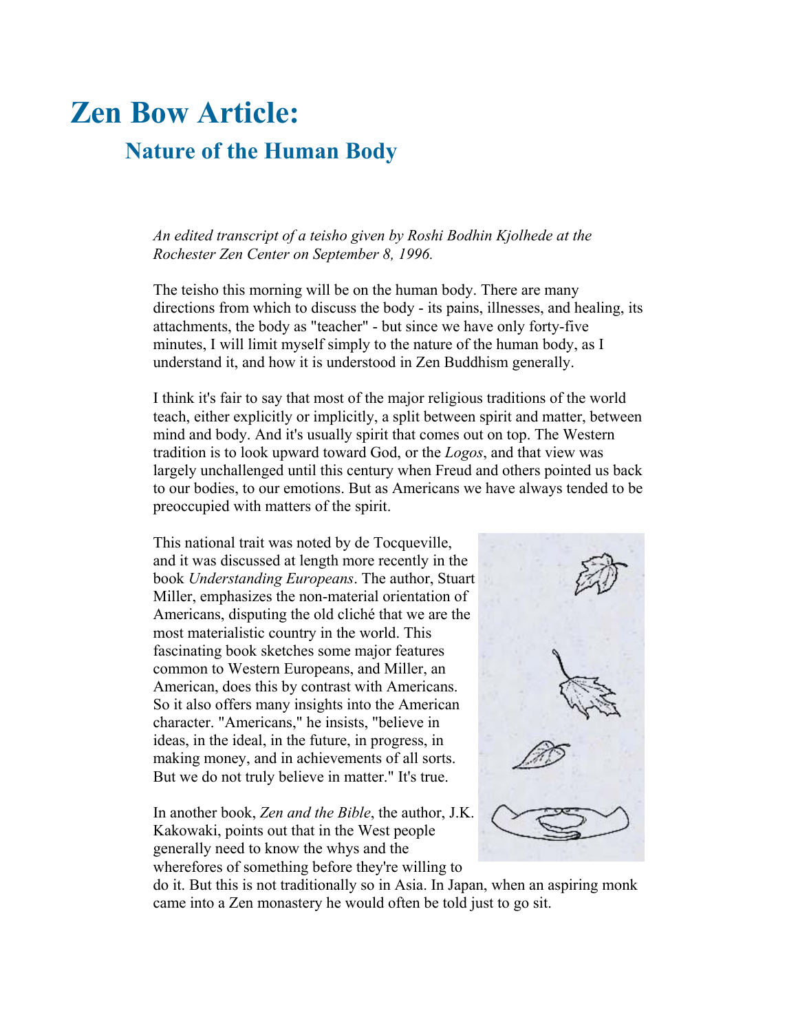# Zen Bow Article:

## Nature of the Human Body

*An edited transcript of a teisho given by Roshi Bodhin Kjolhede at the Rochester Zen Center on September 8, 1996.*

The teisho this morning will be on the human body. There are many directions from which to discuss the body - its pains, illnesses, and healing, its attachments, the body as "teacher" - but since we have only forty-five minutes, I will limit myself simply to the nature of the human body, as I understand it, and how it is understood in Zen Buddhism generally.

I think it's fair to say that most of the major religious traditions of the world teach, either explicitly or implicitly, a split between spirit and matter, between mind and body. And it's usually spirit that comes out on top. The Western tradition is to look upward toward God, or the *Logos*, and that view was largely unchallenged until this century when Freud and others pointed us back to our bodies, to our emotions. But as Americans we have always tended to be preoccupied with matters of the spirit.

This national trait was noted by de Tocqueville, and it was discussed at length more recently in the book *Understanding Europeans*. The author, Stuart Miller, emphasizes the non-material orientation of Americans, disputing the old cliché that we are the most materialistic country in the world. This fascinating book sketches some major features common to Western Europeans, and Miller, an American, does this by contrast with Americans. So it also offers many insights into the American character. "Americans," he insists, "believe in ideas, in the ideal, in the future, in progress, in making money, and in achievements of all sorts. But we do not truly believe in matter." It's true.

In another book, *Zen and the Bible*, the author, J.K. Kakowaki, points out that in the West people generally need to know the whys and the wherefores of something before they're willing to do it. But this is not traditionally so in Asia. In Japan, when an aspiring monk came into a Zen monastery he would often be told just to go sit.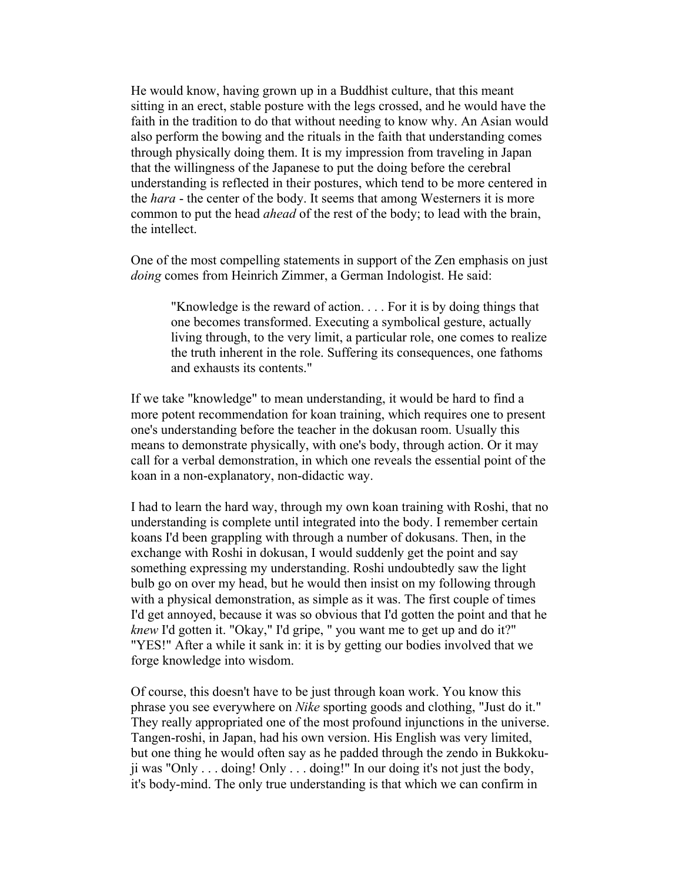He would know, having grown up in a Buddhist culture, that this meant sitting in an erect, stable posture with the legs crossed, and he would have the faith in the tradition to do that without needing to know why. An Asian would also perform the bowing and the rituals in the faith that understanding comes through physically doing them. It is my impression from traveling in Japan that the willingness of the Japanese to put the doing before the cerebral understanding is reflected in their postures, which tend to be more centered in the *hara* - the center of the body. It seems that among Westerners it is more common to put the head *ahead* of the rest of the body; to lead with the brain, the intellect.

One of the most compelling statements in support of the Zen emphasis on just *doing* comes from Heinrich Zimmer, a German Indologist. He said:

> "Knowledge is the reward of action. . . . For it is by doing things that one becomes transformed. Executing a symbolical gesture, actually living through, to the very limit, a particular role, one comes to realize the truth inherent in the role. Suffering its consequences, one fathoms and exhausts its contents."

If we take "knowledge" to mean understanding, it would be hard to find a more potent recommendation for koan training, which requires one to present one's understanding before the teacher in the dokusan room. Usually this means to demonstrate physically, with one's body, through action. Or it may call for a verbal demonstration, in which one reveals the essential point of the koan in a non-explanatory, non-didactic way.

I had to learn the hard way, through my own koan training with Roshi, that no understanding is complete until integrated into the body. I remember certain koans I'd been grappling with through a number of dokusans. Then, in the exchange with Roshi in dokusan, I would suddenly get the point and say something expressing my understanding. Roshi undoubtedly saw the light bulb go on over my head, but he would then insist on my following through with a physical demonstration, as simple as it was. The first couple of times I'd get annoyed, because it was so obvious that I'd gotten the point and that he *knew* I'd gotten it. "Okay," I'd gripe, " you want me to get up and do it?" "YES!" After a while it sank in: it is by getting our bodies involved that we forge knowledge into wisdom.

Of course, this doesn't have to be just through koan work. You know this phrase you see everywhere on *Nike* sporting goods and clothing, "Just do it." They really appropriated one of the most profound injunctions in the universe. Tangen-roshi, in Japan, had his own version. His English was very limited, but one thing he would often say as he padded through the zendo in Bukkoku-ji was "Only . . . doing! Only . . . doing!" In our doing it's not just the body, it's body-mind. The only true understanding is that which we can confirm in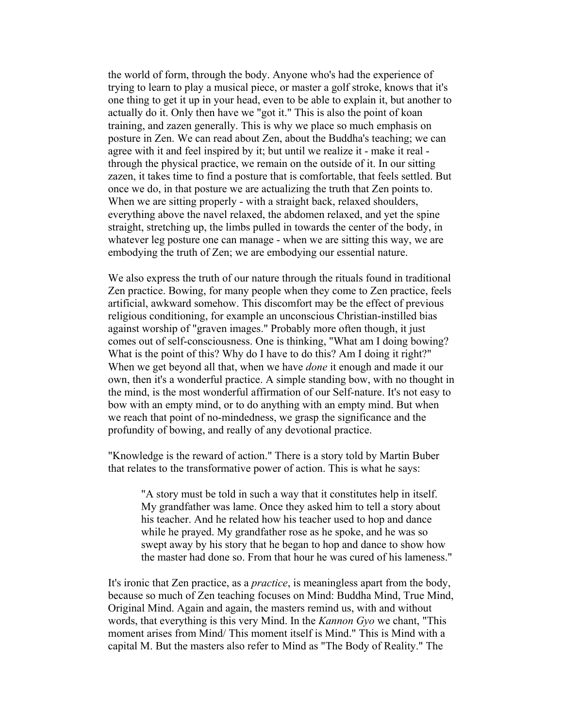the world of form, through the body. Anyone who's had the experience of trying to learn to play a musical piece, or master a golf stroke, knows that it's one thing to get it up in your head, even to be able to explain it, but another to actually do it. Only then have we "got it." This is also the point of koan training, and zazen generally. This is why we place so much emphasis on posture in Zen. We can read about Zen, about the Buddha's teaching; we can agree with it and feel inspired by it; but until we realize it - make it real - through the physical practice, we remain on the outside of it. In our sitting zazen, it takes time to find a posture that is comfortable, that feels settled. But once we do, in that posture we are actualizing the truth that Zen points to. When we are sitting properly - with a straight back, relaxed shoulders, everything above the navel relaxed, the abdomen relaxed, and yet the spine straight, stretching up, the limbs pulled in towards the center of the body, in whatever leg posture one can manage - when we are sitting this way, we are embodying the truth of Zen; we are embodying our essential nature.

We also express the truth of our nature through the rituals found in traditional Zen practice. Bowing, for many people when they come to Zen practice, feels artificial, awkward somehow. This discomfort may be the effect of previous religious conditioning, for example an unconscious Christian-instilled bias against worship of "graven images." Probably more often though, it just comes out of self-consciousness. One is thinking, "What am I doing bowing? What is the point of this? Why do I have to do this? Am I doing it right?" When we get beyond all that, when we have *done* it enough and made it our own, then it's a wonderful practice. A simple standing bow, with no thought in the mind, is the most wonderful affirmation of our Self-nature. It's not easy to bow with an empty mind, or to do anything with an empty mind. But when we reach that point of no-mindedness, we grasp the significance and the profundity of bowing, and really of any devotional practice.

"Knowledge is the reward of action." There is a story told by Martin Buber that relates to the transformative power of action. This is what he says:

> "A story must be told in such a way that it constitutes help in itself. My grandfather was lame. Once they asked him to tell a story about his teacher. And he related how his teacher used to hop and dance while he prayed. My grandfather rose as he spoke, and he was so swept away by his story that he began to hop and dance to show how the master had done so. From that hour he was cured of his lameness."

It's ironic that Zen practice, as a *practice*, is meaningless apart from the body, because so much of Zen teaching focuses on Mind: Buddha Mind, True Mind, Original Mind. Again and again, the masters remind us, with and without words, that everything is this very Mind. In the *Kannon Gyo* we chant, "This moment arises from Mind/ This moment itself is Mind." This is Mind with a capital M. But the masters also refer to Mind as "The Body of Reality." The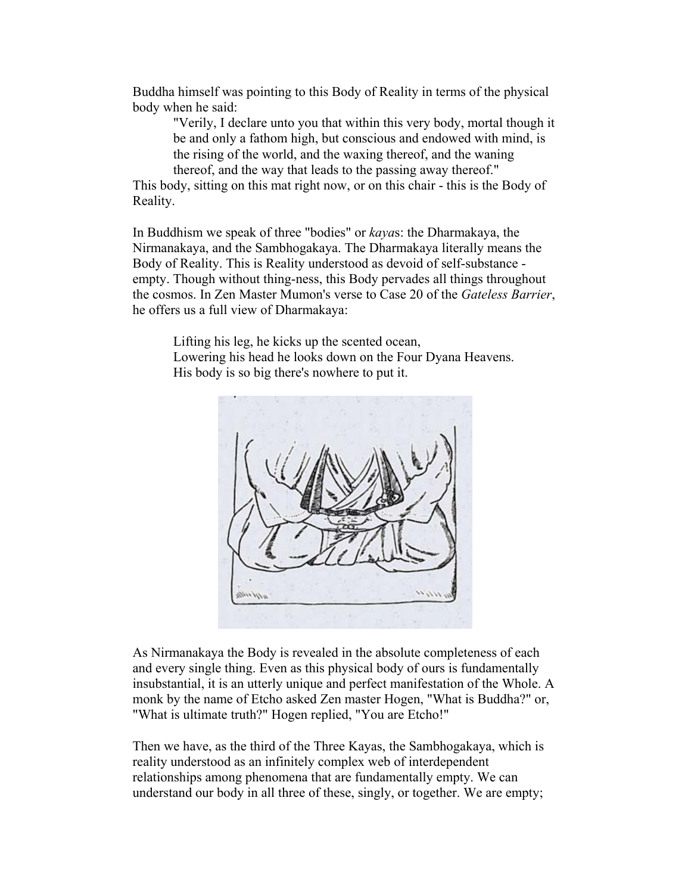Buddha himself was pointing to this Body of Reality in terms of the physical body when he said:

> "Verily, I declare unto you that within this very body, mortal though it be and only a fathom high, but conscious and endowed with mind, is the rising of the world, and the waxing thereof, and the waning thereof, and the way that leads to the passing away thereof."

This body, sitting on this mat right now, or on this chair - this is the Body of Reality.

In Buddhism we speak of three "bodies" or *kaya*s: the Dharmakaya, the Nirmanakaya, and the Sambhogakaya. The Dharmakaya literally means the Body of Reality. This is Reality understood as devoid of self-substance - empty. Though without thing-ness, this Body pervades all things throughout the cosmos. In Zen Master Mumon's verse to Case 20 of the *Gateless Barrier*, he offers us a full view of Dharmakaya:

> Lifting his leg, he kicks up the scented ocean,
> Lowering his head he looks down on the Four Dyana Heavens.
> His body is so big there's nowhere to put it.

As Nirmanakaya the Body is revealed in the absolute completeness of each and every single thing. Even as this physical body of ours is fundamentally insubstantial, it is an utterly unique and perfect manifestation of the Whole. A monk by the name of Etcho asked Zen master Hogen, "What is Buddha?" or, "What is ultimate truth?" Hogen replied, "You are Etcho!"

Then we have, as the third of the Three Kayas, the Sambhogakaya, which is reality understood as an infinitely complex web of interdependent relationships among phenomena that are fundamentally empty. We can understand our body in all three of these, singly, or together. We are empty;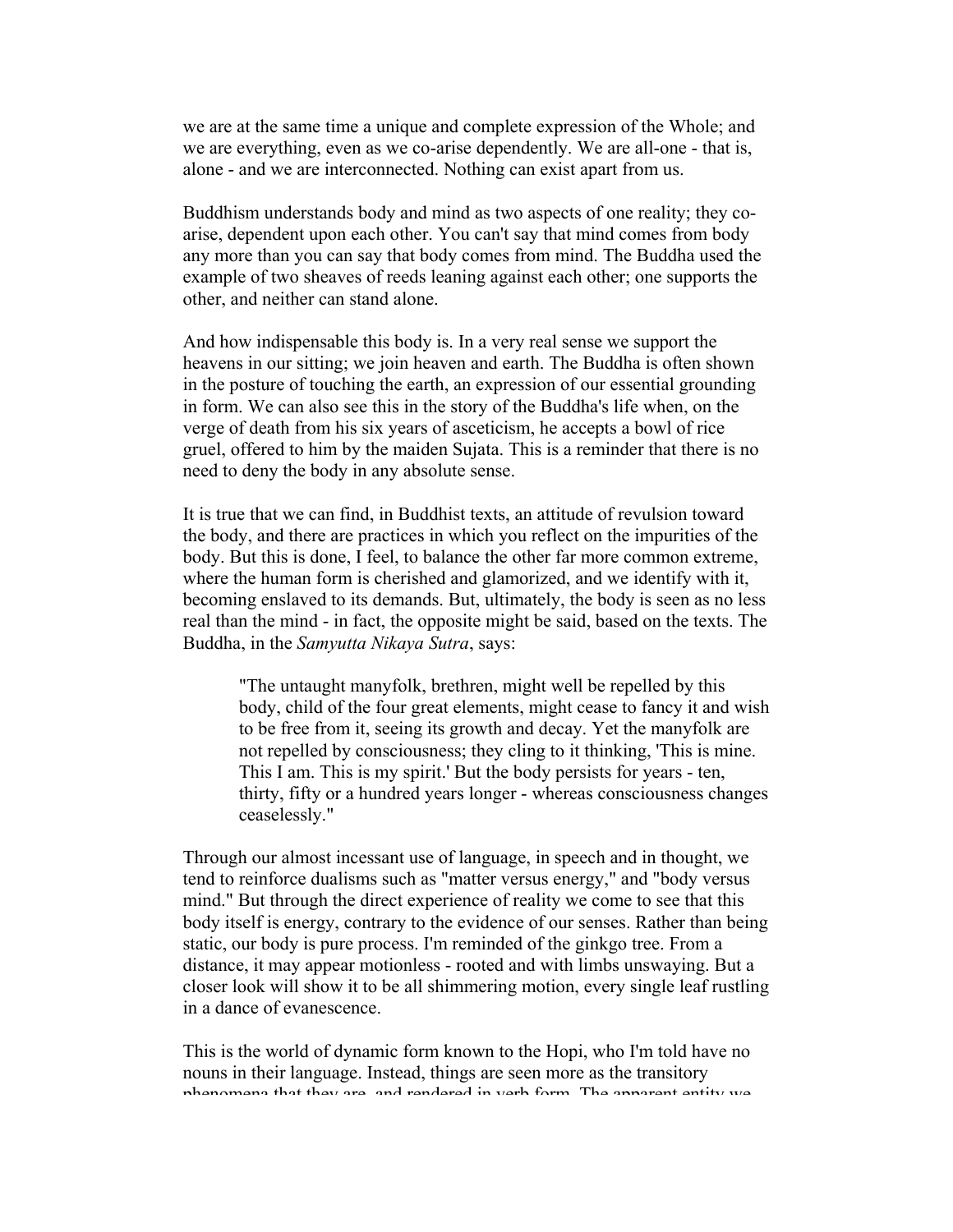we are at the same time a unique and complete expression of the Whole; and we are everything, even as we co-arise dependently. We are all-one - that is, alone - and we are interconnected. Nothing can exist apart from us.

Buddhism understands body and mind as two aspects of one reality; they co-arise, dependent upon each other. You can't say that mind comes from body any more than you can say that body comes from mind. The Buddha used the example of two sheaves of reeds leaning against each other; one supports the other, and neither can stand alone.

And how indispensable this body is. In a very real sense we support the heavens in our sitting; we join heaven and earth. The Buddha is often shown in the posture of touching the earth, an expression of our essential grounding in form. We can also see this in the story of the Buddha's life when, on the verge of death from his six years of asceticism, he accepts a bowl of rice gruel, offered to him by the maiden Sujata. This is a reminder that there is no need to deny the body in any absolute sense.

It is true that we can find, in Buddhist texts, an attitude of revulsion toward the body, and there are practices in which you reflect on the impurities of the body. But this is done, I feel, to balance the other far more common extreme, where the human form is cherished and glamorized, and we identify with it, becoming enslaved to its demands. But, ultimately, the body is seen as no less real than the mind - in fact, the opposite might be said, based on the texts. The Buddha, in the *Samyutta Nikaya Sutra*, says:

> "The untaught manyfolk, brethren, might well be repelled by this body, child of the four great elements, might cease to fancy it and wish to be free from it, seeing its growth and decay. Yet the manyfolk are not repelled by consciousness; they cling to it thinking, 'This is mine. This I am. This is my spirit.' But the body persists for years - ten, thirty, fifty or a hundred years longer - whereas consciousness changes ceaselessly."

Through our almost incessant use of language, in speech and in thought, we tend to reinforce dualisms such as "matter versus energy," and "body versus mind." But through the direct experience of reality we come to see that this body itself is energy, contrary to the evidence of our senses. Rather than being static, our body is pure process. I'm reminded of the ginkgo tree. From a distance, it may appear motionless - rooted and with limbs unswaying. But a closer look will show it to be all shimmering motion, every single leaf rustling in a dance of evanescence.

This is the world of dynamic form known to the Hopi, who I'm told have no nouns in their language. Instead, things are seen more as the transitory phenomena that they are, and rendered in verb form. The apparent entity we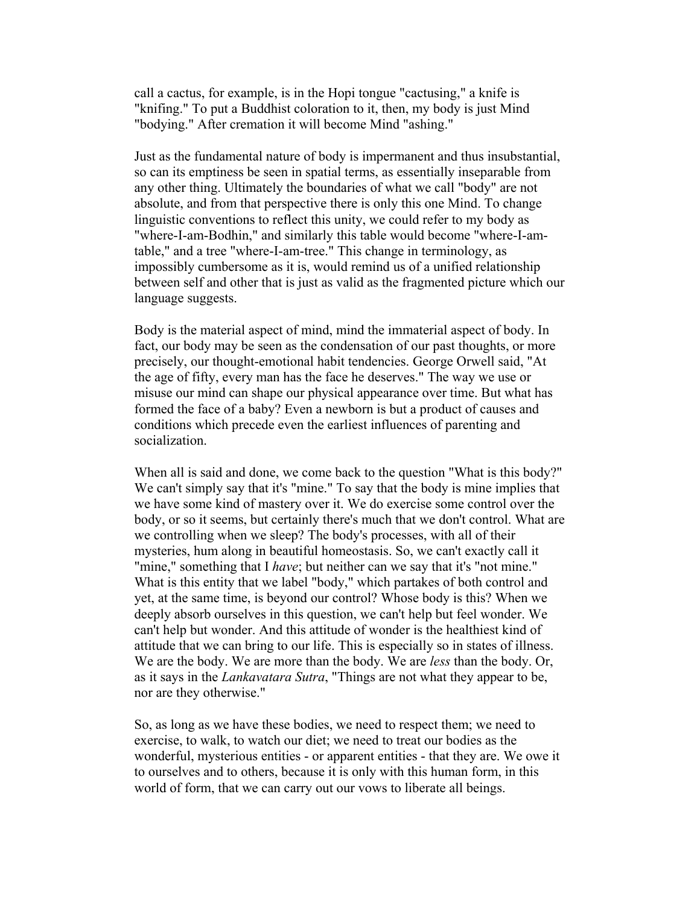call a cactus, for example, is in the Hopi tongue "cactusing," a knife is "knifing." To put a Buddhist coloration to it, then, my body is just Mind "bodying." After cremation it will become Mind "ashing."

Just as the fundamental nature of body is impermanent and thus insubstantial, so can its emptiness be seen in spatial terms, as essentially inseparable from any other thing. Ultimately the boundaries of what we call "body" are not absolute, and from that perspective there is only this one Mind. To change linguistic conventions to reflect this unity, we could refer to my body as "where-I-am-Bodhin," and similarly this table would become "where-I-am-table," and a tree "where-I-am-tree." This change in terminology, as impossibly cumbersome as it is, would remind us of a unified relationship between self and other that is just as valid as the fragmented picture which our language suggests.

Body is the material aspect of mind, mind the immaterial aspect of body. In fact, our body may be seen as the condensation of our past thoughts, or more precisely, our thought-emotional habit tendencies. George Orwell said, "At the age of fifty, every man has the face he deserves." The way we use or misuse our mind can shape our physical appearance over time. But what has formed the face of a baby? Even a newborn is but a product of causes and conditions which precede even the earliest influences of parenting and socialization.

When all is said and done, we come back to the question "What is this body?" We can't simply say that it's "mine." To say that the body is mine implies that we have some kind of mastery over it. We do exercise some control over the body, or so it seems, but certainly there's much that we don't control. What are we controlling when we sleep? The body's processes, with all of their mysteries, hum along in beautiful homeostasis. So, we can't exactly call it "mine," something that I *have*; but neither can we say that it's "not mine." What is this entity that we label "body," which partakes of both control and yet, at the same time, is beyond our control? Whose body is this? When we deeply absorb ourselves in this question, we can't help but feel wonder. We can't help but wonder. And this attitude of wonder is the healthiest kind of attitude that we can bring to our life. This is especially so in states of illness. We are the body. We are more than the body. We are *less* than the body. Or, as it says in the *Lankavatara Sutra*, "Things are not what they appear to be, nor are they otherwise."

So, as long as we have these bodies, we need to respect them; we need to exercise, to walk, to watch our diet; we need to treat our bodies as the wonderful, mysterious entities - or apparent entities - that they are. We owe it to ourselves and to others, because it is only with this human form, in this world of form, that we can carry out our vows to liberate all beings.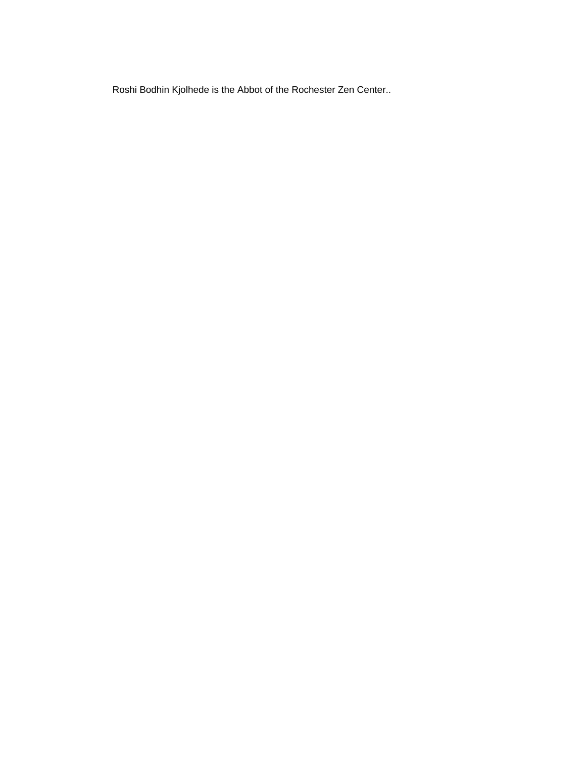Roshi Bodhin Kjolhede is the Abbot of the Rochester Zen Center..